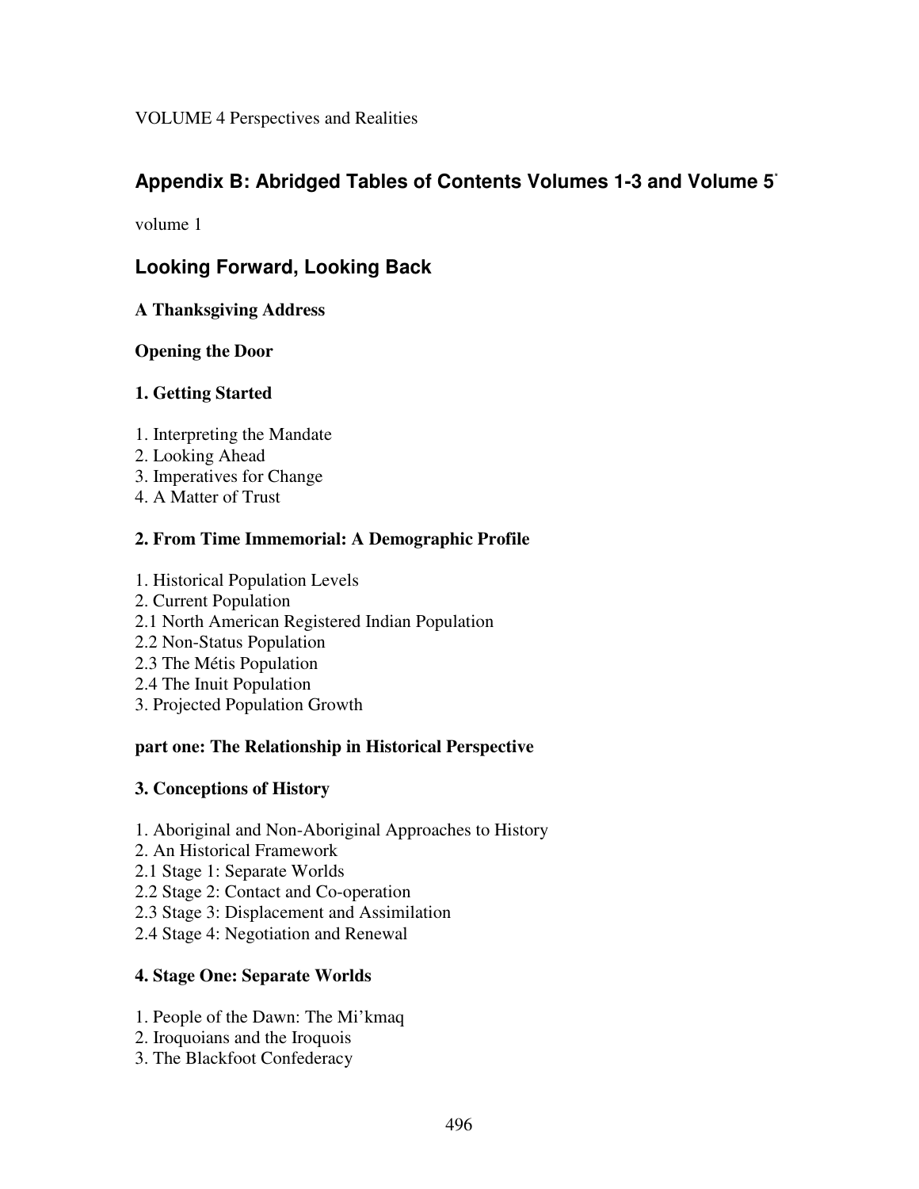VOLUME 4 Perspectives and Realities

# Appendix B: Abridged Tables of Contents Volumes 1-3 and Volume 5*

volume 1

## Looking Forward, Looking Back

### A Thanksgiving Address

### Opening the Door

### 1. Getting Started

1. Interpreting the Mandate
2. Looking Ahead
3. Imperatives for Change
4. A Matter of Trust

### 2. From Time Immemorial: A Demographic Profile

1. Historical Population Levels
2. Current Population
2.1 North American Registered Indian Population
2.2 Non-Status Population
2.3 The Métis Population
2.4 The Inuit Population
3. Projected Population Growth

### part one: The Relationship in Historical Perspective

### 3. Conceptions of History

1. Aboriginal and Non-Aboriginal Approaches to History
2. An Historical Framework
2.1 Stage 1: Separate Worlds
2.2 Stage 2: Contact and Co-operation
2.3 Stage 3: Displacement and Assimilation
2.4 Stage 4: Negotiation and Renewal

### 4. Stage One: Separate Worlds

1. People of the Dawn: The Mi'kmaq
2. Iroquoians and the Iroquois
3. The Blackfoot Confederacy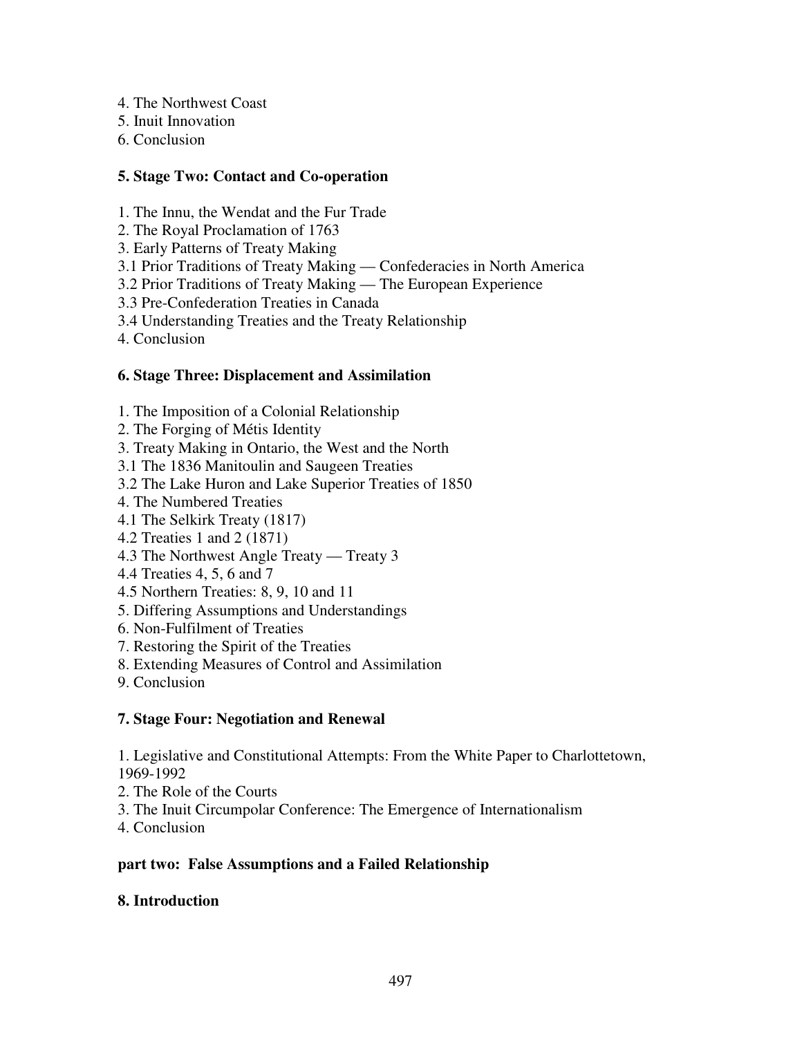4. The Northwest Coast
5. Inuit Innovation
6. Conclusion

**5. Stage Two: Contact and Co-operation**

1. The Innu, the Wendat and the Fur Trade
2. The Royal Proclamation of 1763
3. Early Patterns of Treaty Making
3.1 Prior Traditions of Treaty Making — Confederacies in North America
3.2 Prior Traditions of Treaty Making — The European Experience
3.3 Pre-Confederation Treaties in Canada
3.4 Understanding Treaties and the Treaty Relationship
4. Conclusion

**6. Stage Three: Displacement and Assimilation**

1. The Imposition of a Colonial Relationship
2. The Forging of Métis Identity
3. Treaty Making in Ontario, the West and the North
3.1 The 1836 Manitoulin and Saugeen Treaties
3.2 The Lake Huron and Lake Superior Treaties of 1850
4. The Numbered Treaties
4.1 The Selkirk Treaty (1817)
4.2 Treaties 1 and 2 (1871)
4.3 The Northwest Angle Treaty — Treaty 3
4.4 Treaties 4, 5, 6 and 7
4.5 Northern Treaties: 8, 9, 10 and 11
5. Differing Assumptions and Understandings
6. Non-Fulfilment of Treaties
7. Restoring the Spirit of the Treaties
8. Extending Measures of Control and Assimilation
9. Conclusion

**7. Stage Four: Negotiation and Renewal**

1. Legislative and Constitutional Attempts: From the White Paper to Charlottetown, 1969-1992
2. The Role of the Courts
3. The Inuit Circumpolar Conference: The Emergence of Internationalism
4. Conclusion

**part two: False Assumptions and a Failed Relationship**

**8. Introduction**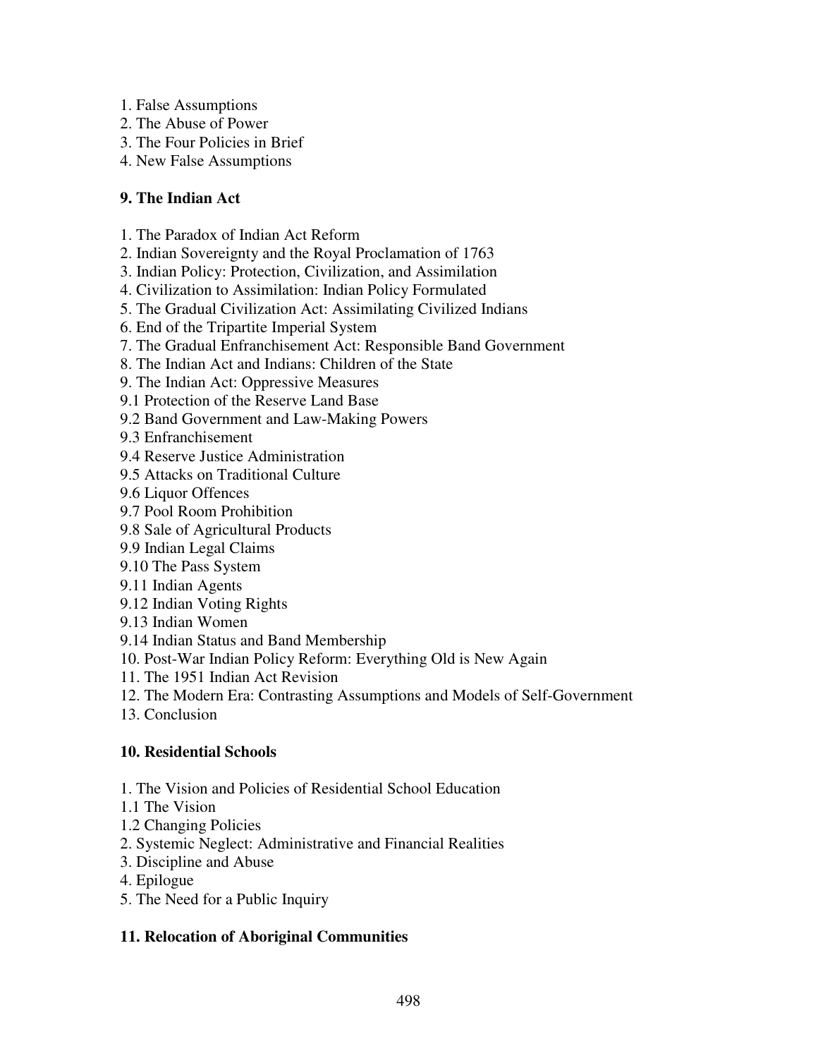1. False Assumptions
2. The Abuse of Power
3. The Four Policies in Brief
4. New False Assumptions

**9. The Indian Act**

1. The Paradox of Indian Act Reform
2. Indian Sovereignty and the Royal Proclamation of 1763
3. Indian Policy: Protection, Civilization, and Assimilation
4. Civilization to Assimilation: Indian Policy Formulated
5. The Gradual Civilization Act: Assimilating Civilized Indians
6. End of the Tripartite Imperial System
7. The Gradual Enfranchisement Act: Responsible Band Government
8. The Indian Act and Indians: Children of the State
9. The Indian Act: Oppressive Measures

9.1 Protection of the Reserve Land Base
9.2 Band Government and Law-Making Powers
9.3 Enfranchisement
9.4 Reserve Justice Administration
9.5 Attacks on Traditional Culture
9.6 Liquor Offences
9.7 Pool Room Prohibition
9.8 Sale of Agricultural Products
9.9 Indian Legal Claims
9.10 The Pass System
9.11 Indian Agents
9.12 Indian Voting Rights
9.13 Indian Women
9.14 Indian Status and Band Membership

10. Post-War Indian Policy Reform: Everything Old is New Again
11. The 1951 Indian Act Revision
12. The Modern Era: Contrasting Assumptions and Models of Self-Government
13. Conclusion

**10. Residential Schools**

1. The Vision and Policies of Residential School Education

1.1 The Vision
1.2 Changing Policies

2. Systemic Neglect: Administrative and Financial Realities
3. Discipline and Abuse
4. Epilogue
5. The Need for a Public Inquiry

**11. Relocation of Aboriginal Communities**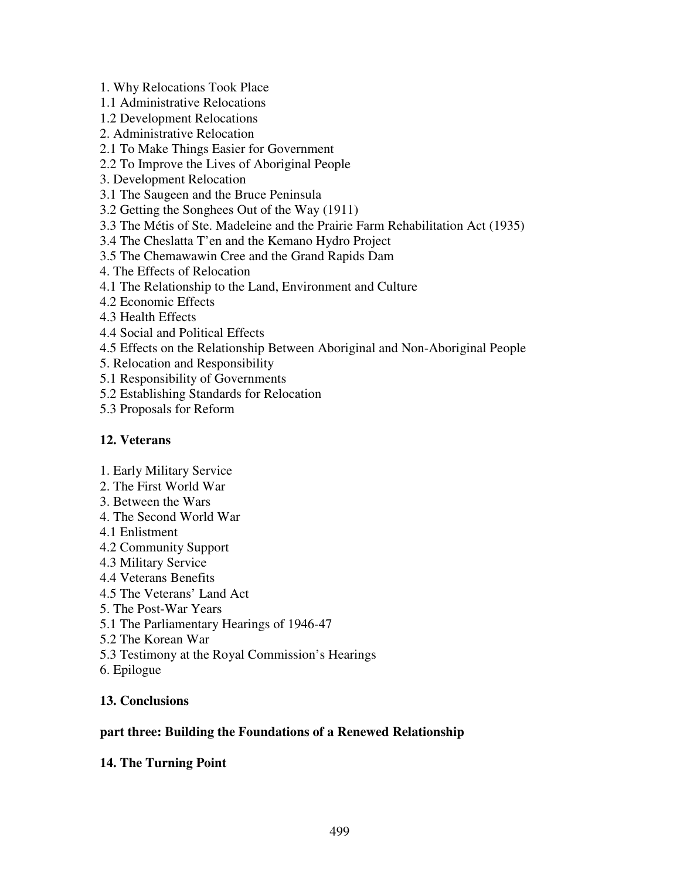1. Why Relocations Took Place
1.1 Administrative Relocations
1.2 Development Relocations
2. Administrative Relocation
2.1 To Make Things Easier for Government
2.2 To Improve the Lives of Aboriginal People
3. Development Relocation
3.1 The Saugeen and the Bruce Peninsula
3.2 Getting the Songhees Out of the Way (1911)
3.3 The Métis of Ste. Madeleine and the Prairie Farm Rehabilitation Act (1935)
3.4 The Cheslatta T'en and the Kemano Hydro Project
3.5 The Chemawawin Cree and the Grand Rapids Dam
4. The Effects of Relocation
4.1 The Relationship to the Land, Environment and Culture
4.2 Economic Effects
4.3 Health Effects
4.4 Social and Political Effects
4.5 Effects on the Relationship Between Aboriginal and Non-Aboriginal People
5. Relocation and Responsibility
5.1 Responsibility of Governments
5.2 Establishing Standards for Relocation
5.3 Proposals for Reform

**12. Veterans**

1. Early Military Service
2. The First World War
3. Between the Wars
4. The Second World War
4.1 Enlistment
4.2 Community Support
4.3 Military Service
4.4 Veterans Benefits
4.5 The Veterans' Land Act
5. The Post-War Years
5.1 The Parliamentary Hearings of 1946-47
5.2 The Korean War
5.3 Testimony at the Royal Commission's Hearings
6. Epilogue

**13. Conclusions**

**part three: Building the Foundations of a Renewed Relationship**

**14. The Turning Point**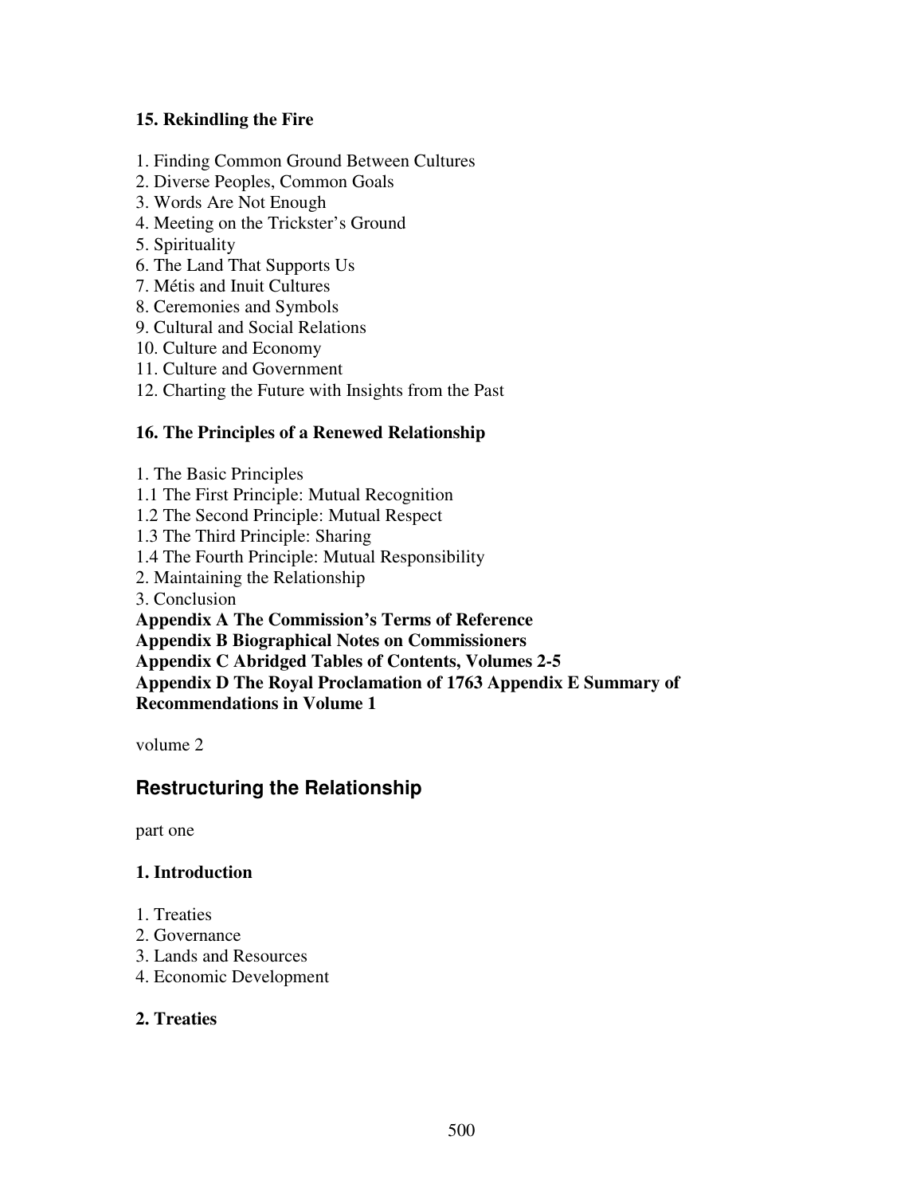**15. Rekindling the Fire**

1. Finding Common Ground Between Cultures
2. Diverse Peoples, Common Goals
3. Words Are Not Enough
4. Meeting on the Trickster's Ground
5. Spirituality
6. The Land That Supports Us
7. Métis and Inuit Cultures
8. Ceremonies and Symbols
9. Cultural and Social Relations
10. Culture and Economy
11. Culture and Government
12. Charting the Future with Insights from the Past

**16. The Principles of a Renewed Relationship**

1. The Basic Principles
1.1 The First Principle: Mutual Recognition
1.2 The Second Principle: Mutual Respect
1.3 The Third Principle: Sharing
1.4 The Fourth Principle: Mutual Responsibility
2. Maintaining the Relationship
3. Conclusion

**Appendix A The Commission's Terms of Reference**
**Appendix B Biographical Notes on Commissioners**
**Appendix C Abridged Tables of Contents, Volumes 2-5**
**Appendix D The Royal Proclamation of 1763 Appendix E Summary of Recommendations in Volume 1**

volume 2

## Restructuring the Relationship

part one

**1. Introduction**

1. Treaties
2. Governance
3. Lands and Resources
4. Economic Development

**2. Treaties**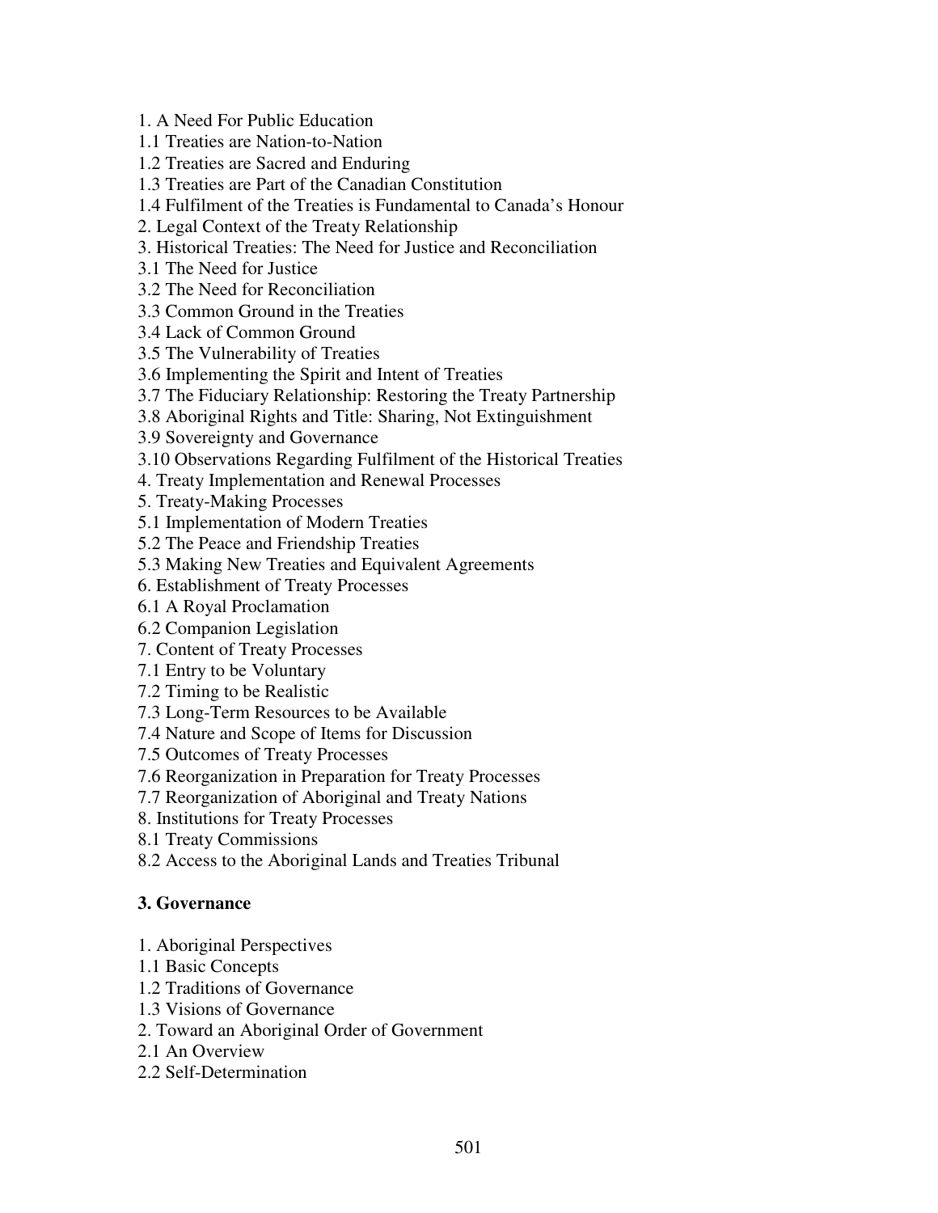1. A Need For Public Education
1.1 Treaties are Nation-to-Nation
1.2 Treaties are Sacred and Enduring
1.3 Treaties are Part of the Canadian Constitution
1.4 Fulfilment of the Treaties is Fundamental to Canada's Honour
2. Legal Context of the Treaty Relationship
3. Historical Treaties: The Need for Justice and Reconciliation
3.1 The Need for Justice
3.2 The Need for Reconciliation
3.3 Common Ground in the Treaties
3.4 Lack of Common Ground
3.5 The Vulnerability of Treaties
3.6 Implementing the Spirit and Intent of Treaties
3.7 The Fiduciary Relationship: Restoring the Treaty Partnership
3.8 Aboriginal Rights and Title: Sharing, Not Extinguishment
3.9 Sovereignty and Governance
3.10 Observations Regarding Fulfilment of the Historical Treaties
4. Treaty Implementation and Renewal Processes
5. Treaty-Making Processes
5.1 Implementation of Modern Treaties
5.2 The Peace and Friendship Treaties
5.3 Making New Treaties and Equivalent Agreements
6. Establishment of Treaty Processes
6.1 A Royal Proclamation
6.2 Companion Legislation
7. Content of Treaty Processes
7.1 Entry to be Voluntary
7.2 Timing to be Realistic
7.3 Long-Term Resources to be Available
7.4 Nature and Scope of Items for Discussion
7.5 Outcomes of Treaty Processes
7.6 Reorganization in Preparation for Treaty Processes
7.7 Reorganization of Aboriginal and Treaty Nations
8. Institutions for Treaty Processes
8.1 Treaty Commissions
8.2 Access to the Aboriginal Lands and Treaties Tribunal

### 3. Governance

1. Aboriginal Perspectives
1.1 Basic Concepts
1.2 Traditions of Governance
1.3 Visions of Governance
2. Toward an Aboriginal Order of Government
2.1 An Overview
2.2 Self-Determination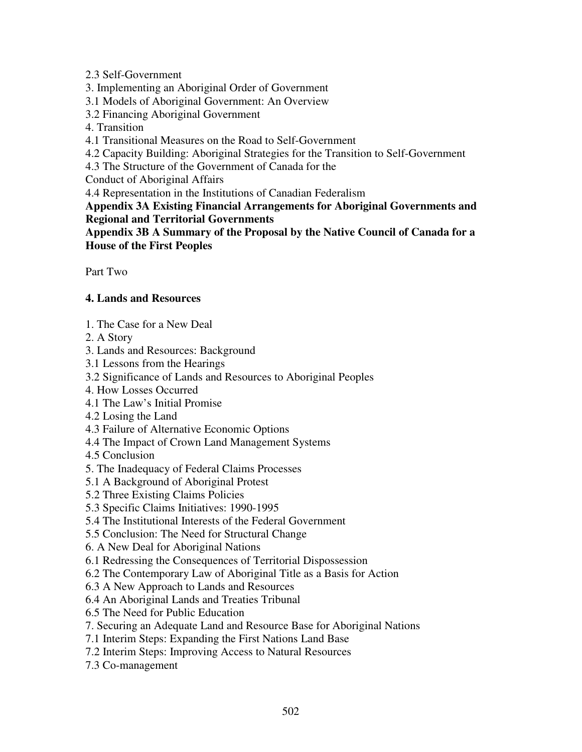2.3 Self-Government

3. Implementing an Aboriginal Order of Government

3.1 Models of Aboriginal Government: An Overview

3.2 Financing Aboriginal Government

4. Transition

4.1 Transitional Measures on the Road to Self-Government

4.2 Capacity Building: Aboriginal Strategies for the Transition to Self-Government

4.3 The Structure of the Government of Canada for the Conduct of Aboriginal Affairs

4.4 Representation in the Institutions of Canadian Federalism

**Appendix 3A Existing Financial Arrangements for Aboriginal Governments and Regional and Territorial Governments**

**Appendix 3B A Summary of the Proposal by the Native Council of Canada for a House of the First Peoples**

Part Two

**4. Lands and Resources**

1. The Case for a New Deal

2. A Story

3. Lands and Resources: Background

3.1 Lessons from the Hearings

3.2 Significance of Lands and Resources to Aboriginal Peoples

4. How Losses Occurred

4.1 The Law's Initial Promise

4.2 Losing the Land

4.3 Failure of Alternative Economic Options

4.4 The Impact of Crown Land Management Systems

4.5 Conclusion

5. The Inadequacy of Federal Claims Processes

5.1 A Background of Aboriginal Protest

5.2 Three Existing Claims Policies

5.3 Specific Claims Initiatives: 1990-1995

5.4 The Institutional Interests of the Federal Government

5.5 Conclusion: The Need for Structural Change

6. A New Deal for Aboriginal Nations

6.1 Redressing the Consequences of Territorial Dispossession

6.2 The Contemporary Law of Aboriginal Title as a Basis for Action

6.3 A New Approach to Lands and Resources

6.4 An Aboriginal Lands and Treaties Tribunal

6.5 The Need for Public Education

7. Securing an Adequate Land and Resource Base for Aboriginal Nations

7.1 Interim Steps: Expanding the First Nations Land Base

7.2 Interim Steps: Improving Access to Natural Resources

7.3 Co-management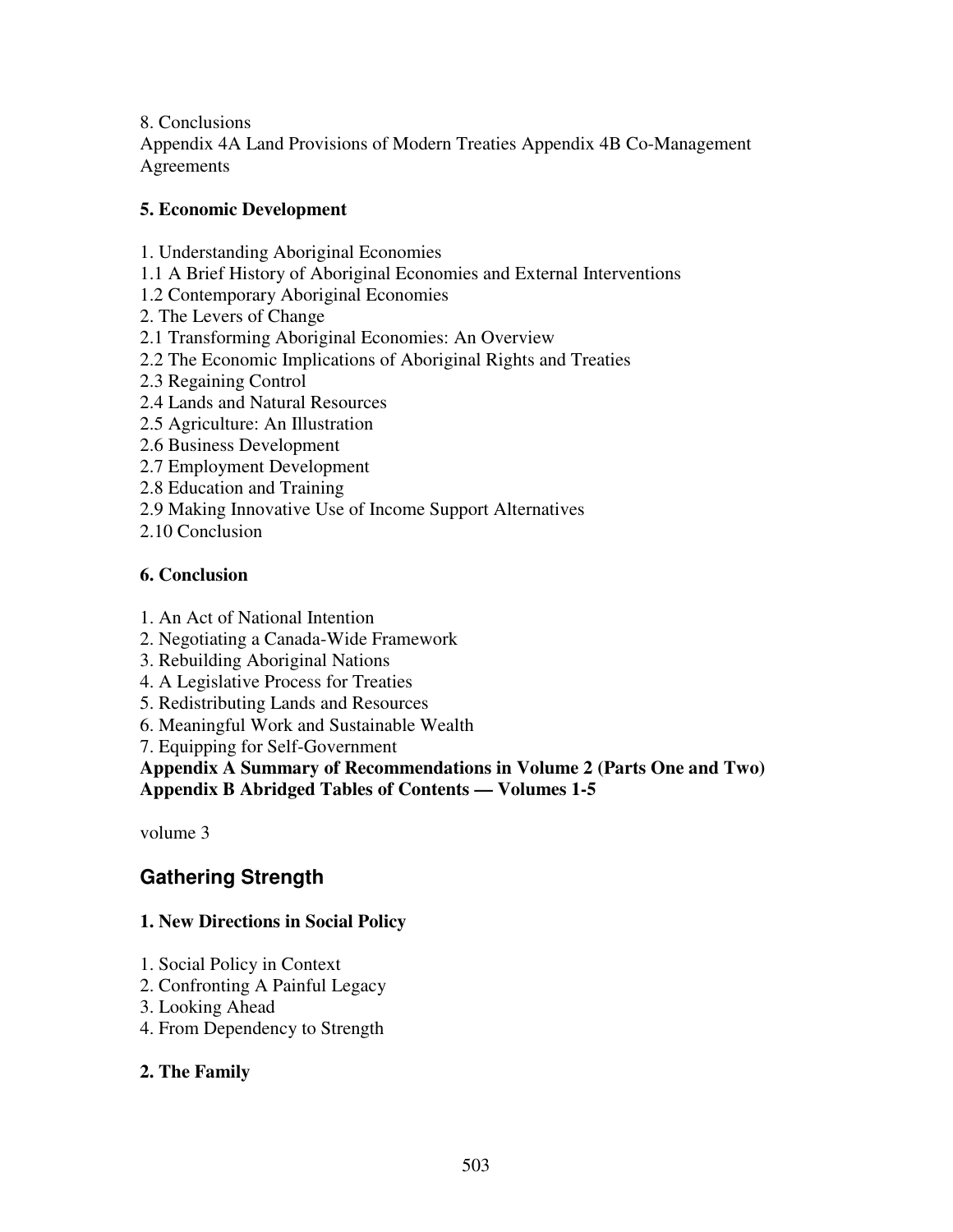8. Conclusions

Appendix 4A Land Provisions of Modern Treaties Appendix 4B Co-Management Agreements

### 5. Economic Development

1. Understanding Aboriginal Economies
1.1 A Brief History of Aboriginal Economies and External Interventions
1.2 Contemporary Aboriginal Economies
2. The Levers of Change
2.1 Transforming Aboriginal Economies: An Overview
2.2 The Economic Implications of Aboriginal Rights and Treaties
2.3 Regaining Control
2.4 Lands and Natural Resources
2.5 Agriculture: An Illustration
2.6 Business Development
2.7 Employment Development
2.8 Education and Training
2.9 Making Innovative Use of Income Support Alternatives
2.10 Conclusion

### 6. Conclusion

1. An Act of National Intention
2. Negotiating a Canada-Wide Framework
3. Rebuilding Aboriginal Nations
4. A Legislative Process for Treaties
5. Redistributing Lands and Resources
6. Meaningful Work and Sustainable Wealth
7. Equipping for Self-Government

**Appendix A Summary of Recommendations in Volume 2 (Parts One and Two)**
**Appendix B Abridged Tables of Contents — Volumes 1-5**

volume 3

## Gathering Strength

### 1. New Directions in Social Policy

1. Social Policy in Context
2. Confronting A Painful Legacy
3. Looking Ahead
4. From Dependency to Strength

### 2. The Family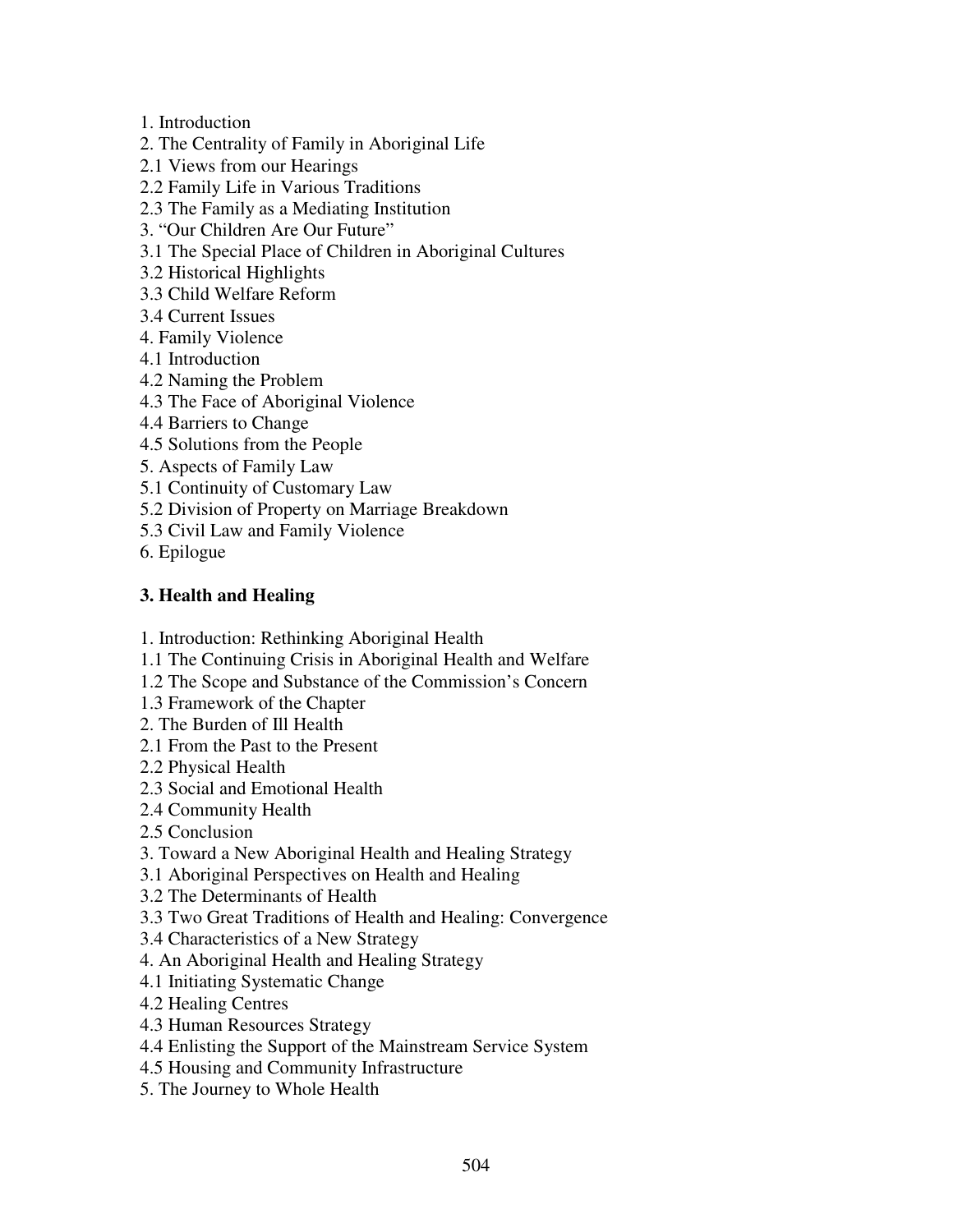1. Introduction
2. The Centrality of Family in Aboriginal Life
2.1 Views from our Hearings
2.2 Family Life in Various Traditions
2.3 The Family as a Mediating Institution
3. "Our Children Are Our Future"
3.1 The Special Place of Children in Aboriginal Cultures
3.2 Historical Highlights
3.3 Child Welfare Reform
3.4 Current Issues
4. Family Violence
4.1 Introduction
4.2 Naming the Problem
4.3 The Face of Aboriginal Violence
4.4 Barriers to Change
4.5 Solutions from the People
5. Aspects of Family Law
5.1 Continuity of Customary Law
5.2 Division of Property on Marriage Breakdown
5.3 Civil Law and Family Violence
6. Epilogue

**3. Health and Healing**

1. Introduction: Rethinking Aboriginal Health
1.1 The Continuing Crisis in Aboriginal Health and Welfare
1.2 The Scope and Substance of the Commission's Concern
1.3 Framework of the Chapter
2. The Burden of Ill Health
2.1 From the Past to the Present
2.2 Physical Health
2.3 Social and Emotional Health
2.4 Community Health
2.5 Conclusion
3. Toward a New Aboriginal Health and Healing Strategy
3.1 Aboriginal Perspectives on Health and Healing
3.2 The Determinants of Health
3.3 Two Great Traditions of Health and Healing: Convergence
3.4 Characteristics of a New Strategy
4. An Aboriginal Health and Healing Strategy
4.1 Initiating Systematic Change
4.2 Healing Centres
4.3 Human Resources Strategy
4.4 Enlisting the Support of the Mainstream Service System
4.5 Housing and Community Infrastructure
5. The Journey to Whole Health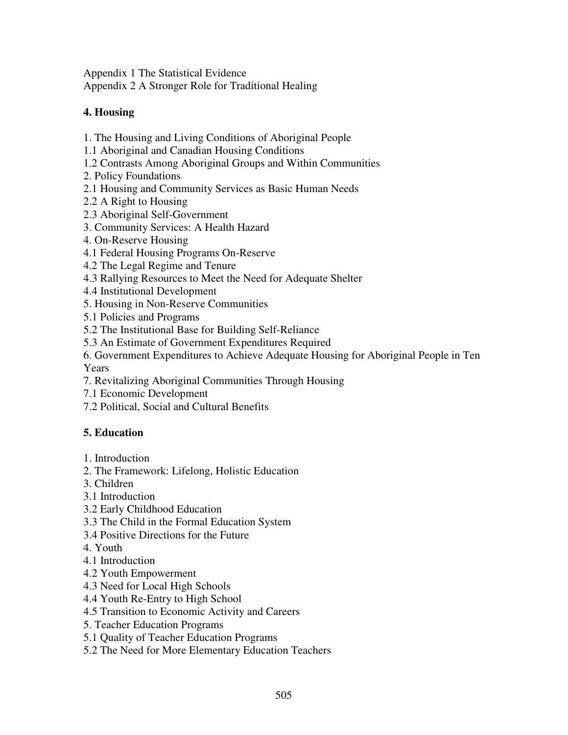Appendix 1 The Statistical Evidence
Appendix 2 A Stronger Role for Traditional Healing

**4. Housing**

1. The Housing and Living Conditions of Aboriginal People
1.1 Aboriginal and Canadian Housing Conditions
1.2 Contrasts Among Aboriginal Groups and Within Communities
2. Policy Foundations
2.1 Housing and Community Services as Basic Human Needs
2.2 A Right to Housing
2.3 Aboriginal Self-Government
3. Community Services: A Health Hazard
4. On-Reserve Housing
4.1 Federal Housing Programs On-Reserve
4.2 The Legal Regime and Tenure
4.3 Rallying Resources to Meet the Need for Adequate Shelter
4.4 Institutional Development
5. Housing in Non-Reserve Communities
5.1 Policies and Programs
5.2 The Institutional Base for Building Self-Reliance
5.3 An Estimate of Government Expenditures Required
6. Government Expenditures to Achieve Adequate Housing for Aboriginal People in Ten Years
7. Revitalizing Aboriginal Communities Through Housing
7.1 Economic Development
7.2 Political, Social and Cultural Benefits

**5. Education**

1. Introduction
2. The Framework: Lifelong, Holistic Education
3. Children
3.1 Introduction
3.2 Early Childhood Education
3.3 The Child in the Formal Education System
3.4 Positive Directions for the Future
4. Youth
4.1 Introduction
4.2 Youth Empowerment
4.3 Need for Local High Schools
4.4 Youth Re-Entry to High School
4.5 Transition to Economic Activity and Careers
5. Teacher Education Programs
5.1 Quality of Teacher Education Programs
5.2 The Need for More Elementary Education Teachers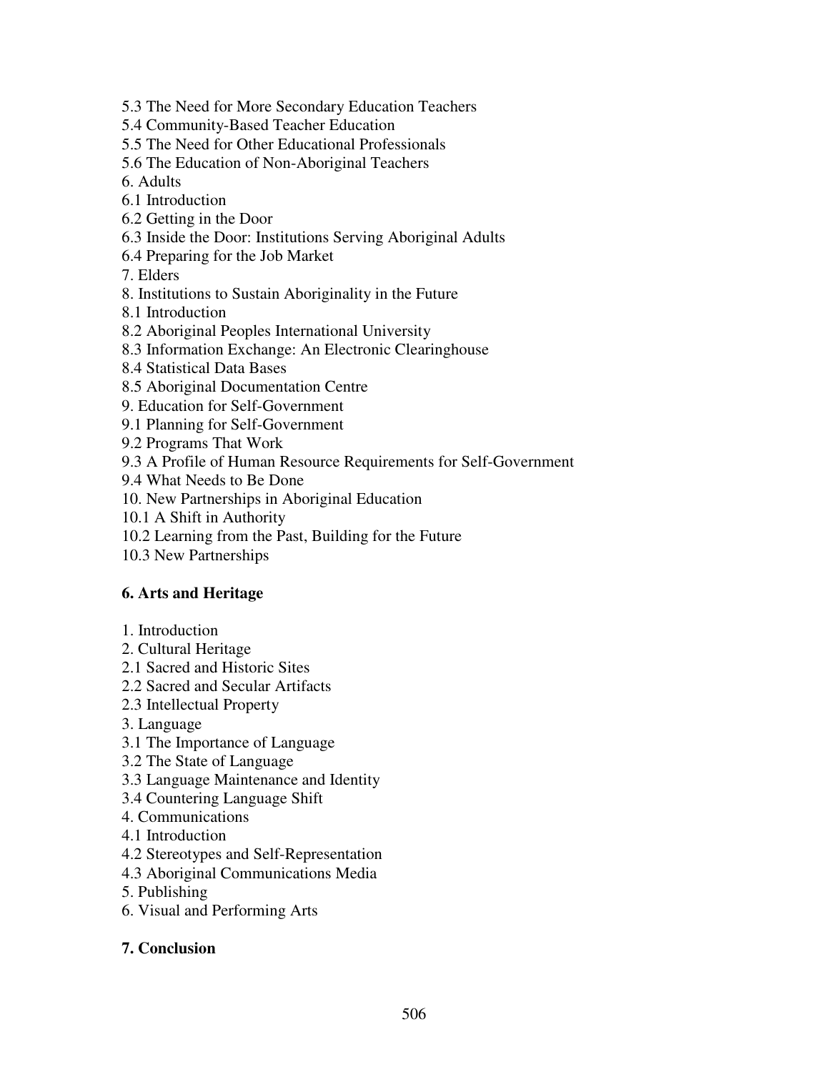5.3 The Need for More Secondary Education Teachers
5.4 Community-Based Teacher Education
5.5 The Need for Other Educational Professionals
5.6 The Education of Non-Aboriginal Teachers
6. Adults
6.1 Introduction
6.2 Getting in the Door
6.3 Inside the Door: Institutions Serving Aboriginal Adults
6.4 Preparing for the Job Market
7. Elders
8. Institutions to Sustain Aboriginality in the Future
8.1 Introduction
8.2 Aboriginal Peoples International University
8.3 Information Exchange: An Electronic Clearinghouse
8.4 Statistical Data Bases
8.5 Aboriginal Documentation Centre
9. Education for Self-Government
9.1 Planning for Self-Government
9.2 Programs That Work
9.3 A Profile of Human Resource Requirements for Self-Government
9.4 What Needs to Be Done
10. New Partnerships in Aboriginal Education
10.1 A Shift in Authority
10.2 Learning from the Past, Building for the Future
10.3 New Partnerships

**6. Arts and Heritage**

1. Introduction
2. Cultural Heritage
2.1 Sacred and Historic Sites
2.2 Sacred and Secular Artifacts
2.3 Intellectual Property
3. Language
3.1 The Importance of Language
3.2 The State of Language
3.3 Language Maintenance and Identity
3.4 Countering Language Shift
4. Communications
4.1 Introduction
4.2 Stereotypes and Self-Representation
4.3 Aboriginal Communications Media
5. Publishing
6. Visual and Performing Arts

**7. Conclusion**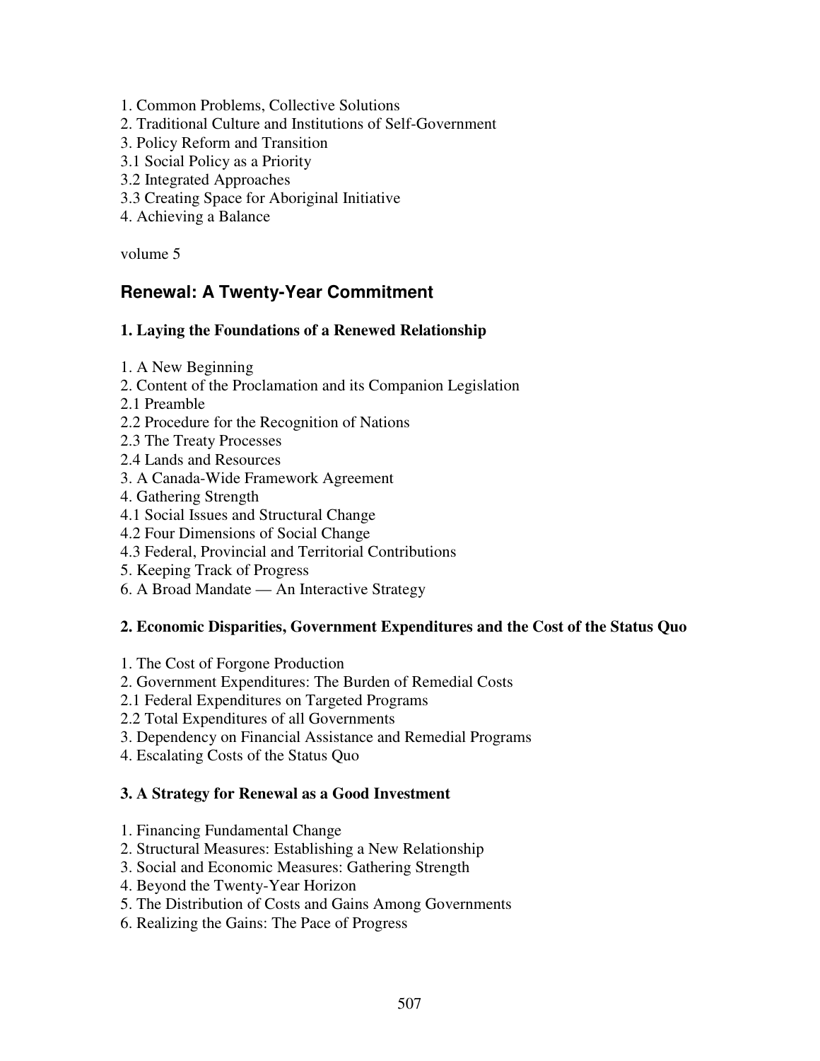1. Common Problems, Collective Solutions
2. Traditional Culture and Institutions of Self-Government
3. Policy Reform and Transition
3.1 Social Policy as a Priority
3.2 Integrated Approaches
3.3 Creating Space for Aboriginal Initiative
4. Achieving a Balance

volume 5

## Renewal: A Twenty-Year Commitment

### 1. Laying the Foundations of a Renewed Relationship

1. A New Beginning
2. Content of the Proclamation and its Companion Legislation
2.1 Preamble
2.2 Procedure for the Recognition of Nations
2.3 The Treaty Processes
2.4 Lands and Resources
3. A Canada-Wide Framework Agreement
4. Gathering Strength
4.1 Social Issues and Structural Change
4.2 Four Dimensions of Social Change
4.3 Federal, Provincial and Territorial Contributions
5. Keeping Track of Progress
6. A Broad Mandate — An Interactive Strategy

### 2. Economic Disparities, Government Expenditures and the Cost of the Status Quo

1. The Cost of Forgone Production
2. Government Expenditures: The Burden of Remedial Costs
2.1 Federal Expenditures on Targeted Programs
2.2 Total Expenditures of all Governments
3. Dependency on Financial Assistance and Remedial Programs
4. Escalating Costs of the Status Quo

### 3. A Strategy for Renewal as a Good Investment

1. Financing Fundamental Change
2. Structural Measures: Establishing a New Relationship
3. Social and Economic Measures: Gathering Strength
4. Beyond the Twenty-Year Horizon
5. The Distribution of Costs and Gains Among Governments
6. Realizing the Gains: The Pace of Progress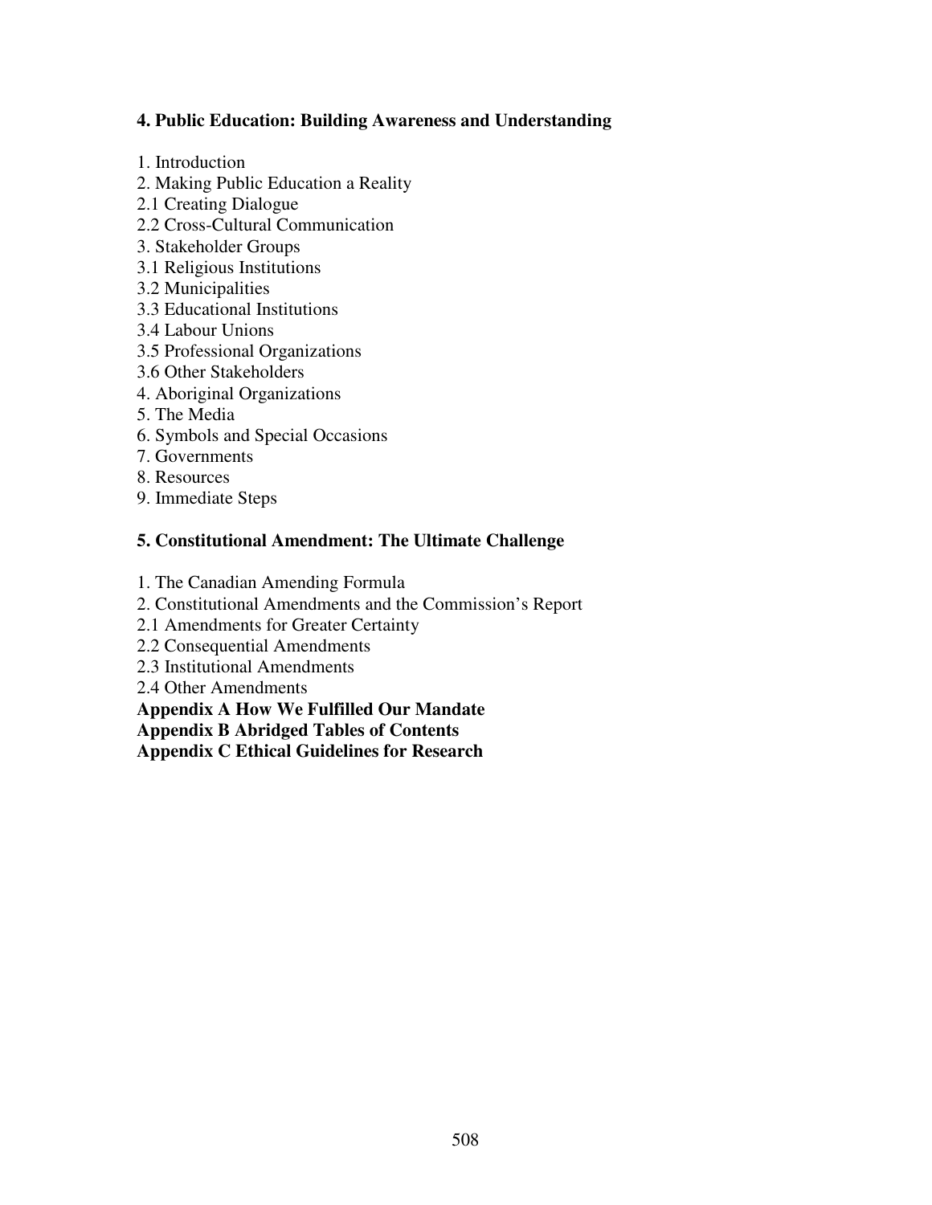**4. Public Education: Building Awareness and Understanding**

1. Introduction
2. Making Public Education a Reality
2.1 Creating Dialogue
2.2 Cross-Cultural Communication
3. Stakeholder Groups
3.1 Religious Institutions
3.2 Municipalities
3.3 Educational Institutions
3.4 Labour Unions
3.5 Professional Organizations
3.6 Other Stakeholders
4. Aboriginal Organizations
5. The Media
6. Symbols and Special Occasions
7. Governments
8. Resources
9. Immediate Steps

**5. Constitutional Amendment: The Ultimate Challenge**

1. The Canadian Amending Formula
2. Constitutional Amendments and the Commission's Report
2.1 Amendments for Greater Certainty
2.2 Consequential Amendments
2.3 Institutional Amendments
2.4 Other Amendments

**Appendix A How We Fulfilled Our Mandate**
**Appendix B Abridged Tables of Contents**
**Appendix C Ethical Guidelines for Research**